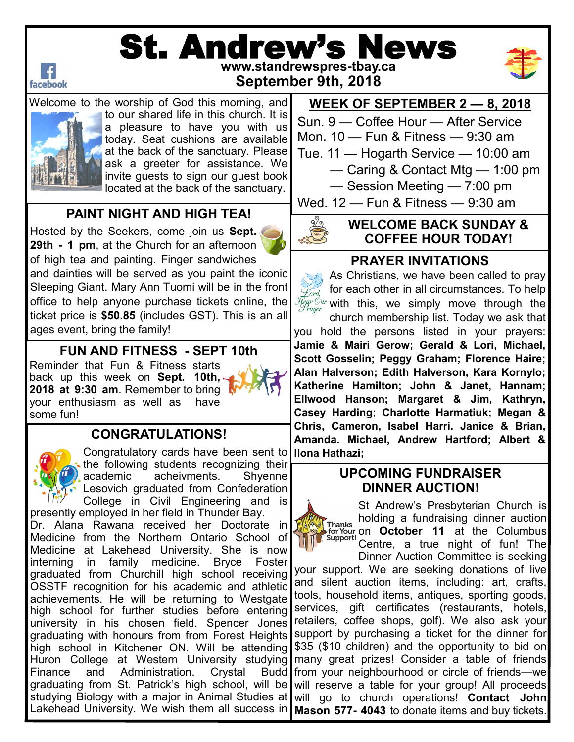# St. Andrew's News

www.standrewspres-tbay.ca

**September 9th, 2018**

Welcome to the worship of God this morning, and to our shared life in this church. It is a pleasure to have you with us today. Seat cushions are available at the back of the sanctuary. Please ask a greeter for assistance. We invite guests to sign our guest book located at the back of the sanctuary.

## PAINT NIGHT AND HIGH TEA!

Hosted by the Seekers, come join us **Sept. 29th - 1 pm**, at the Church for an afternoon of high tea and painting. Finger sandwiches and dainties will be served as you paint the iconic Sleeping Giant. Mary Ann Tuomi will be in the front office to help anyone purchase tickets online, the ticket price is **$50.85** (includes GST). This is an all ages event, bring the family!

## FUN AND FITNESS - SEPT 10th

Reminder that Fun & Fitness starts back up this week on **Sept. 10th, 2018 at 9:30 am**. Remember to bring your enthusiasm as well as have some fun!

## CONGRATULATIONS!

Congratulatory cards have been sent to the following students recognizing their academic acheivments. Shyenne Lesovich graduated from Confederation College in Civil Engineering and is presently employed in her field in Thunder Bay.

Dr. Alana Rawana received her Doctorate in Medicine from the Northern Ontario School of Medicine at Lakehead University. She is now interning in family medicine. Bryce Foster graduated from Churchill high school receiving OSSTF recognition for his academic and athletic achievements. He will be returning to Westgate high school for further studies before entering university in his chosen field. Spencer Jones graduating with honours from from Forest Heights high school in Kitchener ON. Will be attending Huron College at Western University studying Finance and Administration. Crystal Budd graduating from St. Patrick's high school, will be studying Biology with a major in Animal Studies at Lakehead University. We wish them all success in

## WEEK OF SEPTEMBER 2 — 8, 2018

Sun. 9 — Coffee Hour — After Service
Mon. 10 — Fun & Fitness — 9:30 am
Tue. 11 — Hogarth Service — 10:00 am
— Caring & Contact Mtg — 1:00 pm
— Session Meeting — 7:00 pm
Wed. 12 — Fun & Fitness — 9:30 am

## WELCOME BACK SUNDAY & COFFEE HOUR TODAY!

## PRAYER INVITATIONS

As Christians, we have been called to pray for each other in all circumstances. To help with this, we simply move through the church membership list. Today we ask that you hold the persons listed in your prayers: **Jamie & Mairi Gerow; Gerald & Lori, Michael, Scott Gosselin; Peggy Graham; Florence Haire; Alan Halverson; Edith Halverson, Kara Kornylo; Katherine Hamilton; John & Janet, Hannam; Ellwood Hanson; Margaret & Jim, Kathryn, Casey Harding; Charlotte Harmatiuk; Megan & Chris, Cameron, Isabel Harri. Janice & Brian, Amanda. Michael, Andrew Hartford; Albert & Ilona Hathazi;**

## UPCOMING FUNDRAISER DINNER AUCTION!

St Andrew's Presbyterian Church is holding a fundraising dinner auction on **October 11** at the Columbus Centre, a true night of fun! The Dinner Auction Committee is seeking your support. We are seeking donations of live and silent auction items, including: art, crafts, tools, household items, antiques, sporting goods, services, gift certificates (restaurants, hotels, retailers, coffee shops, golf). We also ask your support by purchasing a ticket for the dinner for $35 ($10 children) and the opportunity to bid on many great prizes! Consider a table of friends from your neighbourhood or circle of friends—we will reserve a table for your group! All proceeds will go to church operations! **Contact John Mason 577- 4043** to donate items and buy tickets.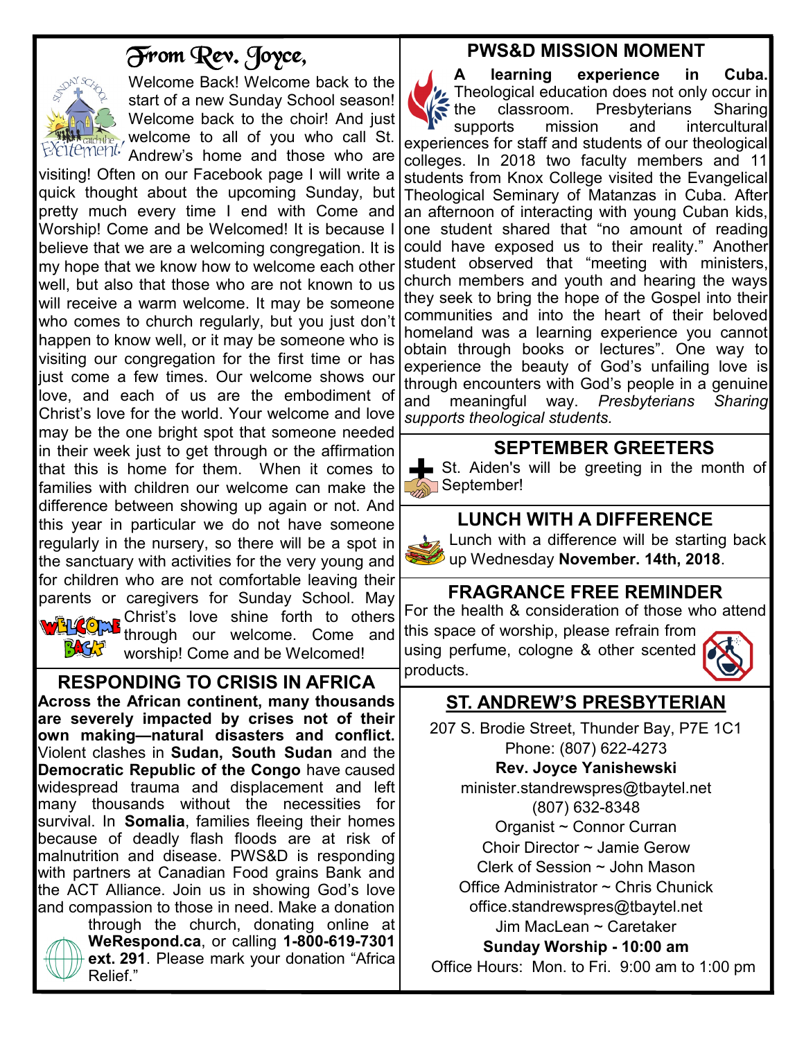## From Rev. Joyce,

Welcome Back! Welcome back to the start of a new Sunday School season! Welcome back to the choir! And just welcome to all of you who call St. Andrew's home and those who are visiting! Often on our Facebook page I will write a quick thought about the upcoming Sunday, but pretty much every time I end with Come and Worship! Come and be Welcomed! It is because I believe that we are a welcoming congregation. It is my hope that we know how to welcome each other well, but also that those who are not known to us will receive a warm welcome. It may be someone who comes to church regularly, but you just don't happen to know well, or it may be someone who is visiting our congregation for the first time or has just come a few times. Our welcome shows our love, and each of us are the embodiment of Christ's love for the world. Your welcome and love may be the one bright spot that someone needed in their week just to get through or the affirmation that this is home for them. When it comes to families with children our welcome can make the difference between showing up again or not. And this year in particular we do not have someone regularly in the nursery, so there will be a spot in the sanctuary with activities for the very young and for children who are not comfortable leaving their parents or caregivers for Sunday School. May Christ's love shine forth to others through our welcome. Come and worship! Come and be Welcomed!

## RESPONDING TO CRISIS IN AFRICA

**Across the African continent, many thousands are severely impacted by crises not of their own making—natural disasters and conflict.** Violent clashes in **Sudan, South Sudan** and the **Democratic Republic of the Congo** have caused widespread trauma and displacement and left many thousands without the necessities for survival. In **Somalia**, families fleeing their homes because of deadly flash floods are at risk of malnutrition and disease. PWS&D is responding with partners at Canadian Food grains Bank and the ACT Alliance. Join us in showing God's love and compassion to those in need. Make a donation through the church, donating online at **WeRespond.ca**, or calling **1-800-619-7301 ext. 291**. Please mark your donation "Africa Relief."

## PWS&D MISSION MOMENT

**A learning experience in Cuba.** Theological education does not only occur in the classroom. Presbyterians Sharing supports mission and intercultural experiences for staff and students of our theological colleges. In 2018 two faculty members and 11 students from Knox College visited the Evangelical Theological Seminary of Matanzas in Cuba. After an afternoon of interacting with young Cuban kids, one student shared that "no amount of reading could have exposed us to their reality." Another student observed that "meeting with ministers, church members and youth and hearing the ways they seek to bring the hope of the Gospel into their communities and into the heart of their beloved homeland was a learning experience you cannot obtain through books or lectures". One way to experience the beauty of God's unfailing love is through encounters with God's people in a genuine and meaningful way. *Presbyterians Sharing supports theological students.*

## SEPTEMBER GREETERS

St. Aiden's will be greeting in the month of September!

## LUNCH WITH A DIFFERENCE

Lunch with a difference will be starting back up Wednesday **November. 14th, 2018**.

## FRAGRANCE FREE REMINDER

For the health & consideration of those who attend this space of worship, please refrain from using perfume, cologne & other scented products.

## ST. ANDREW'S PRESBYTERIAN

207 S. Brodie Street, Thunder Bay, P7E 1C1
Phone: (807) 622-4273
**Rev. Joyce Yanishewski**
minister.standrewspres@tbaytel.net
(807) 632-8348
Organist ~ Connor Curran
Choir Director ~ Jamie Gerow
Clerk of Session ~ John Mason
Office Administrator ~ Chris Chunick
office.standrewspres@tbaytel.net
Jim MacLean ~ Caretaker
**Sunday Worship - 10:00 am**
Office Hours: Mon. to Fri. 9:00 am to 1:00 pm